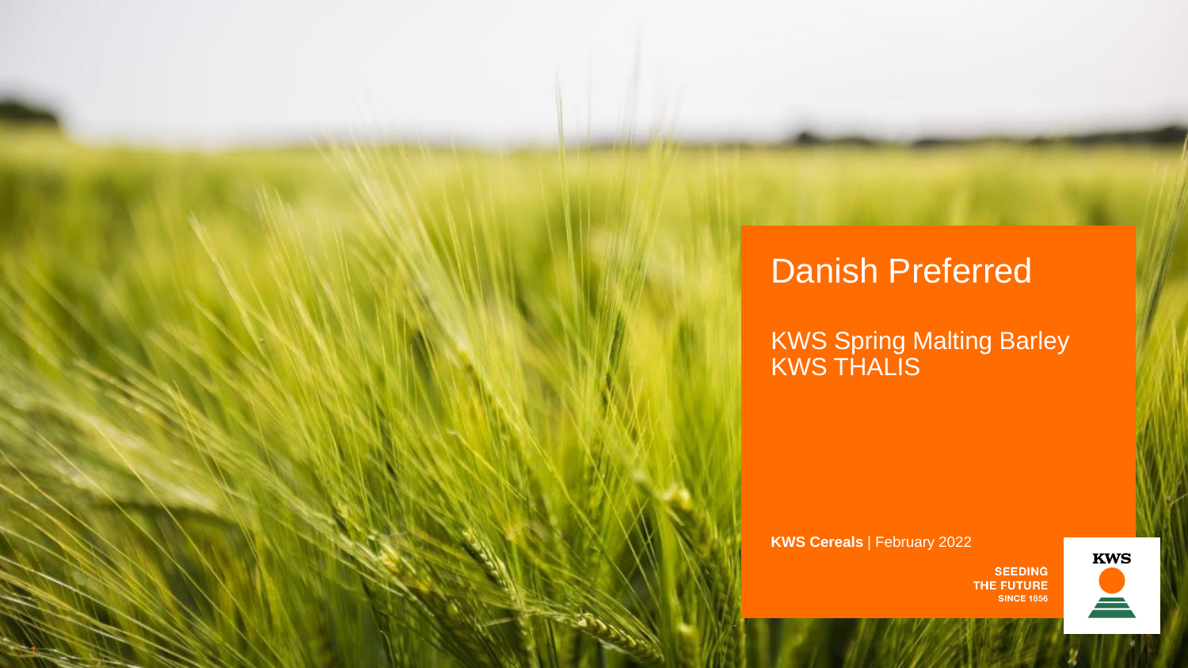# Danish Preferred

KWS Spring Malting Barley
KWS THALIS

**KWS Cereals** | February 2022

SEEDING
THE FUTURE
SINCE 1856

KWS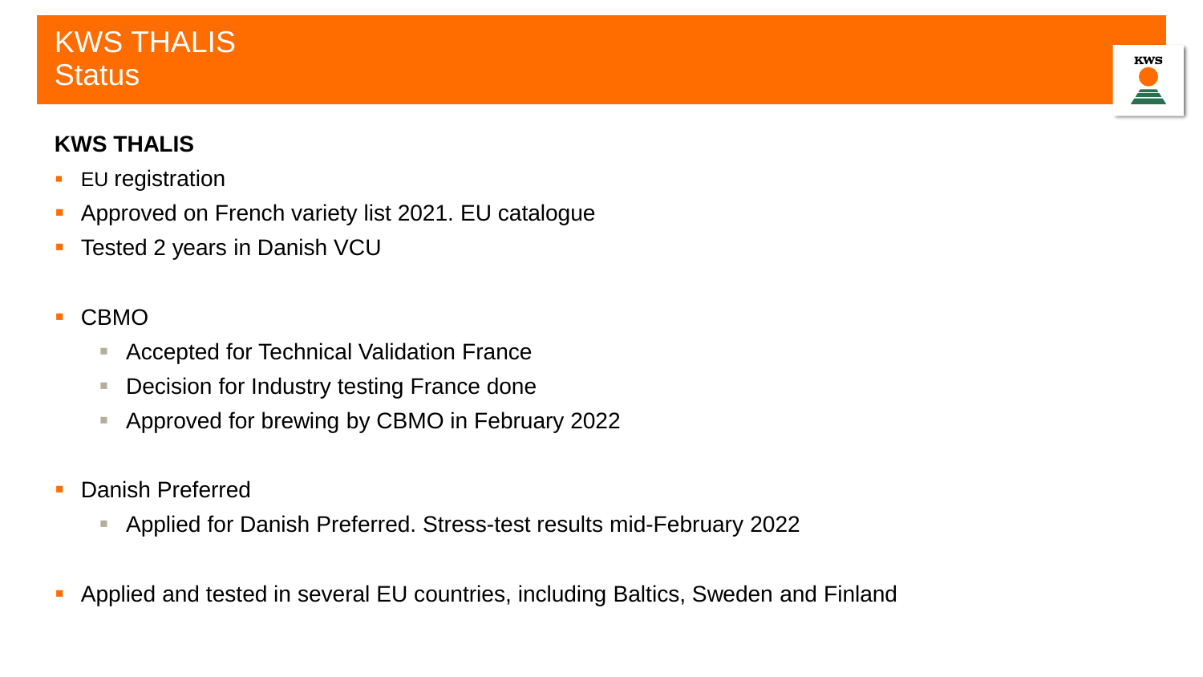# KWS THALIS
## Status

**KWS THALIS**

- EU registration
- Approved on French variety list 2021. EU catalogue
- Tested 2 years in Danish VCU

- CBMO
  - Accepted for Technical Validation France
  - Decision for Industry testing France done
  - Approved for brewing by CBMO in February 2022

- Danish Preferred
  - Applied for Danish Preferred. Stress-test results mid-February 2022

- Applied and tested in several EU countries, including Baltics, Sweden and Finland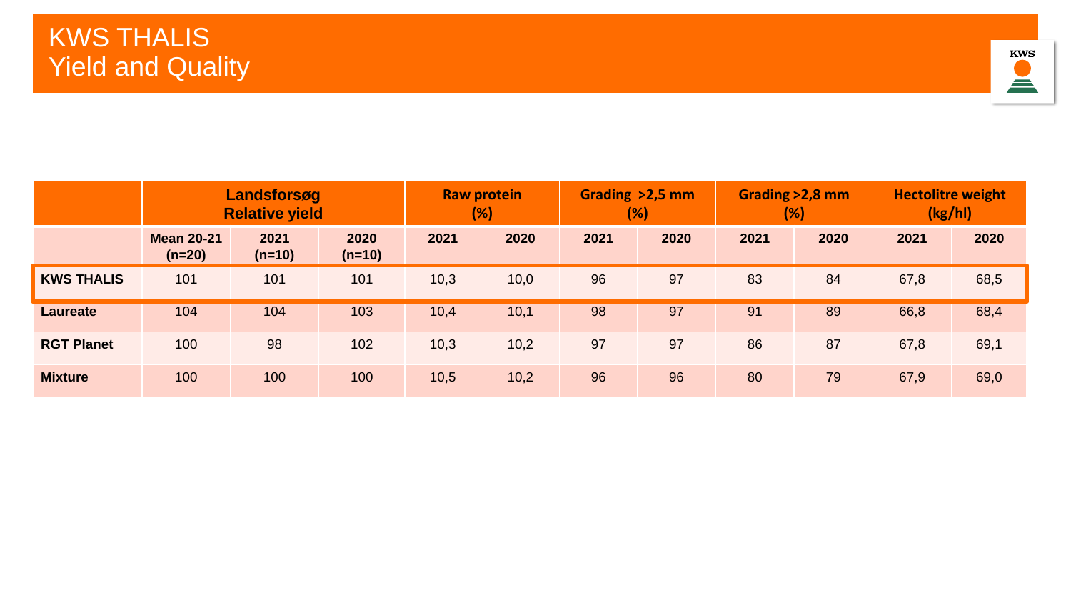# KWS THALIS
# Yield and Quality

| | Landsforsøg Relative yield | | | Raw protein (%) | | Grading >2,5 mm (%) | | Grading >2,8 mm (%) | | Hectolitre weight (kg/hl) | |
|---|---|---|---|---|---|---|---|---|---|---|---|
| | Mean 20-21 (n=20) | 2021 (n=10) | 2020 (n=10) | 2021 | 2020 | 2021 | 2020 | 2021 | 2020 | 2021 | 2020 |
| **KWS THALIS** | 101 | 101 | 101 | 10,3 | 10,0 | 96 | 97 | 83 | 84 | 67,8 | 68,5 |
| **Laureate** | 104 | 104 | 103 | 10,4 | 10,1 | 98 | 97 | 91 | 89 | 66,8 | 68,4 |
| **RGT Planet** | 100 | 98 | 102 | 10,3 | 10,2 | 97 | 97 | 86 | 87 | 67,8 | 69,1 |
| **Mixture** | 100 | 100 | 100 | 10,5 | 10,2 | 96 | 96 | 80 | 79 | 67,9 | 69,0 |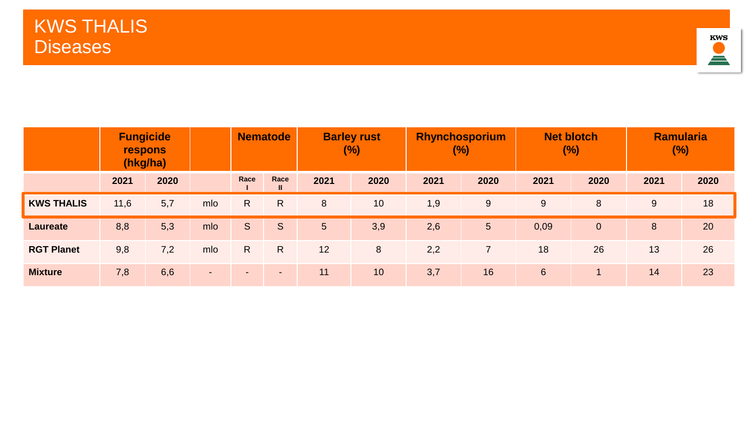# KWS THALIS
## Diseases

| | Fungicide respons (hkg/ha) | | | Nematode | | Barley rust (%) | | Rhynchosporium (%) | | Net blotch (%) | | Ramularia (%) | |
|---|---|---|---|---|---|---|---|---|---|---|---|---|---|
| | 2021 | 2020 | | Race I | Race II | 2021 | 2020 | 2021 | 2020 | 2021 | 2020 | 2021 | 2020 |
| **KWS THALIS** | 11,6 | 5,7 | mlo | R | R | 8 | 10 | 1,9 | 9 | 9 | 8 | 9 | 18 |
| **Laureate** | 8,8 | 5,3 | mlo | S | S | 5 | 3,9 | 2,6 | 5 | 0,09 | 0 | 8 | 20 |
| **RGT Planet** | 9,8 | 7,2 | mlo | R | R | 12 | 8 | 2,2 | 7 | 18 | 26 | 13 | 26 |
| **Mixture** | 7,8 | 6,6 | - | - | - | 11 | 10 | 3,7 | 16 | 6 | 1 | 14 | 23 |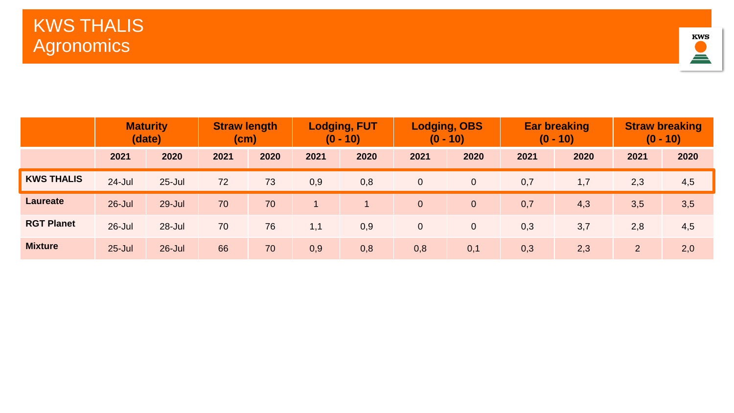# KWS THALIS
## Agronomics

| | Maturity (date) | | Straw length (cm) | | Lodging, FUT (0 - 10) | | Lodging, OBS (0 - 10) | | Ear breaking (0 - 10) | | Straw breaking (0 - 10) | |
|---|---|---|---|---|---|---|---|---|---|---|---|---|
| | **2021** | **2020** | **2021** | **2020** | **2021** | **2020** | **2021** | **2020** | **2021** | **2020** | **2021** | **2020** |
| **KWS THALIS** | 24-Jul | 25-Jul | 72 | 73 | 0,9 | 0,8 | 0 | 0 | 0,7 | 1,7 | 2,3 | 4,5 |
| **Laureate** | 26-Jul | 29-Jul | 70 | 70 | 1 | 1 | 0 | 0 | 0,7 | 4,3 | 3,5 | 3,5 |
| **RGT Planet** | 26-Jul | 28-Jul | 70 | 76 | 1,1 | 0,9 | 0 | 0 | 0,3 | 3,7 | 2,8 | 4,5 |
| **Mixture** | 25-Jul | 26-Jul | 66 | 70 | 0,9 | 0,8 | 0,8 | 0,1 | 0,3 | 2,3 | 2 | 2,0 |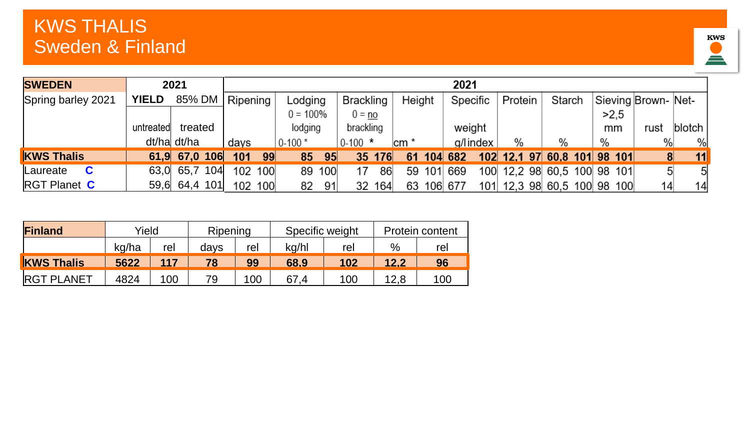# KWS THALIS
Sweden & Finland

| SWEDEN | 2021 | | | 2021 | | | | | | | | | | | | | | | | | |
|---|---|---|---|---|---|---|---|---|---|---|---|---|---|---|---|---|---|---|---|---|---|
| Spring barley 2021 | YIELD | 85% DM | | Ripening | | Lodging 0 = 100% lodging | | Brackling 0 = no brackling | | Height | | Specific weight | | Protein | | Starch | | Sieving >2,5 mm | | Brown-rust | Net-blotch |
| | untreated dt/ha | treated dt/ha | | days | | 0-100 * | | 0-100 * | | cm * | | g/l index | | % | | % | | % | | % | % |
| **KWS Thalis** | **61,9** | **67,0** | **106** | **101** | **99** | **85** | **95** | **35** | **176** | **61** | **104** | **682** | **102** | **12,1** | **97** | **60,8** | **101** | **98** | **101** | **8** | **11** |
| Laureate C | 63,0 | 65,7 | 104 | 102 | 100 | 89 | 100 | 17 | 86 | 59 | 101 | 669 | 100 | 12,2 | 98 | 60,5 | 100 | 98 | 101 | 5 | 5 |
| RGT Planet C | 59,6 | 64,4 | 101 | 102 | 100 | 82 | 91 | 32 | 164 | 63 | 106 | 677 | 101 | 12,3 | 98 | 60,5 | 100 | 98 | 100 | 14 | 14 |

| Finland | Yield | | Ripening | | Specific weight | | Protein content | |
|---|---|---|---|---|---|---|---|---|
| | kg/ha | rel | days | rel | kg/hl | rel | % | rel |
| **KWS Thalis** | **5622** | **117** | **78** | **99** | **68,9** | **102** | **12,2** | **96** |
| RGT PLANET | 4824 | 100 | 79 | 100 | 67,4 | 100 | 12,8 | 100 |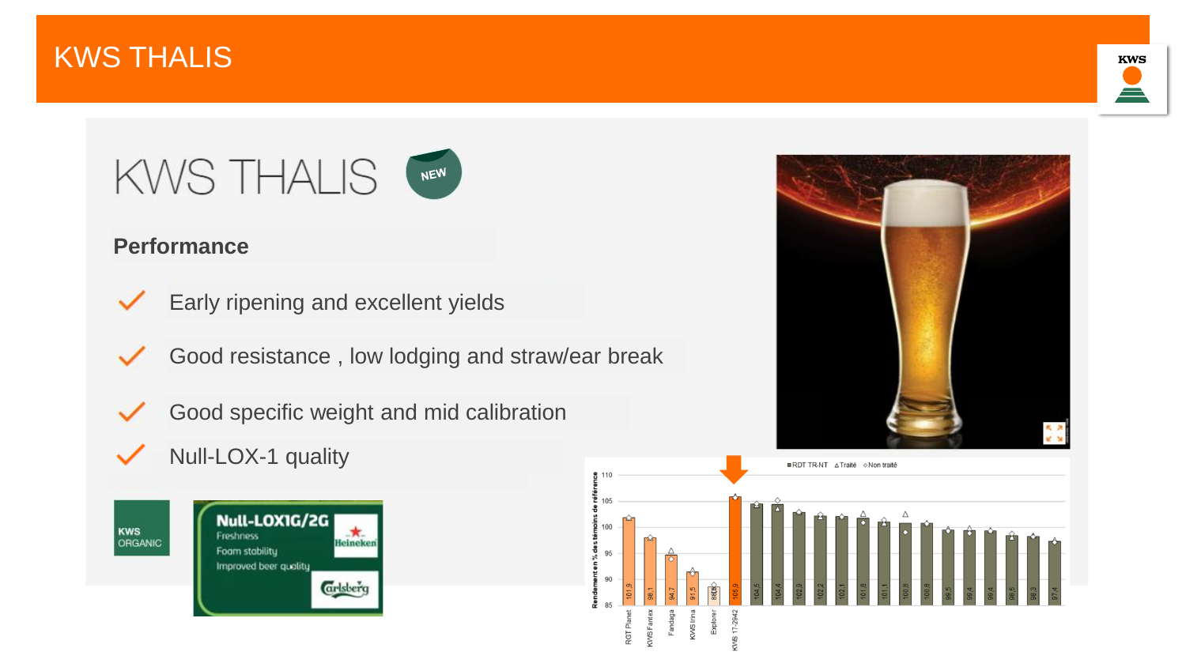# KWS THALIS

## KWS THALIS

NEW

### Performance

- Early ripening and excellent yields
- Good resistance , low lodging and straw/ear break
- Good specific weight and mid calibration
- Null-LOX-1 quality

KWS ORGANIC

Null-LOX1G/2G
Freshness
Foam stability
Improved beer quality

Heineken
Carlsberg

RDT TR-NT  Traité  Non traité

Rendement en % des témoins de référence

110
105
100
95
90
85

101,9
98,1
94,7
91,5
88,0
105,9
104,5
104,4
102,9
102,2
102,1
101,8
101,1
100,8
100,8
99,5
99,4
99,4
98,5
98,3
97,4

RGT Planet
KWS Fantex
Fandaga
KWS Irina
Explorer
KWS 17-2942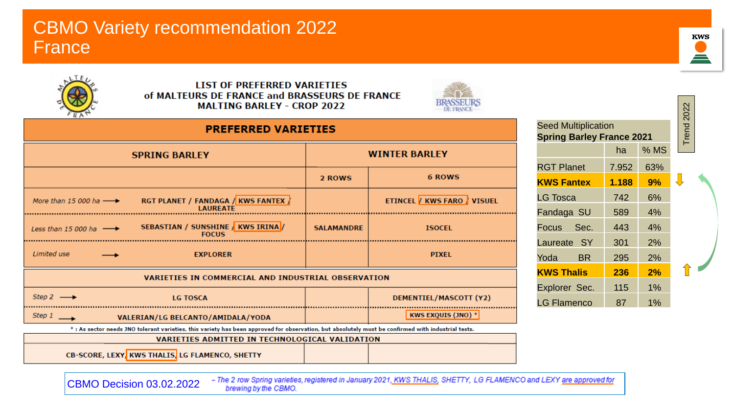# CBMO Variety recommendation 2022
# France

**LIST OF PREFERRED VARIETIES**
**of MALTEURS DE FRANCE and BRASSEURS DE FRANCE**
**MALTING BARLEY - CROP 2022**

**PREFERRED VARIETIES**

| | SPRING BARLEY | WINTER BARLEY 2 ROWS | WINTER BARLEY 6 ROWS |
|---|---|---|---|
| More than 15 000 ha → | RGT PLANET / FANDAGA / KWS FANTEX / LAUREATE | | ETINCEL / KWS FARO / VISUEL |
| Less than 15 000 ha → | SEBASTIAN / SUNSHINE / KWS IRINA / FOCUS | SALAMANDRE | ISOCEL |
| Limited use → | EXPLORER | | PIXEL |

**VARIETIES IN COMMERCIAL AND INDUSTRIAL OBSERVATION**

| | SPRING BARLEY | WINTER BARLEY 2 ROWS | WINTER BARLEY 6 ROWS |
|---|---|---|---|
| Step 2 → | LG TOSCA | | DEMENTIEL/MASCOTT (Y2) |
| Step 1 → | VALERIAN/LG BELCANTO/AMIDALA/YODA | | KWS EXQUIS (JNO) * |

* : As sector needs JNO tolerant varieties, this variety has been approved for observation, but absolutely must be confirmed with industrial tests.

**VARIETIES ADMITTED IN TECHNOLOGICAL VALIDATION**

CB-SCORE, LEXY, KWS THALIS, LG FLAMENCO, SHETTY

| Seed Multiplication Spring Barley France 2021 | ha | % MS |
|---|---|---|
| RGT Planet | 7.952 | 63% |
| **KWS Fantex** | **1.188** | **9%** |
| LG Tosca | 742 | 6% |
| Fandaga SU | 589 | 4% |
| Focus Sec. | 443 | 4% |
| Laureate SY | 301 | 2% |
| Yoda BR | 295 | 2% |
| **KWS Thalis** | **236** | **2%** |
| Explorer Sec. | 115 | 1% |
| LG Flamenco | 87 | 1% |

Trend 2022

CBMO Decision 03.02.2022 – The 2 row Spring varieties, registered in January 2021, KWS THALIS, SHETTY, LG FLAMENCO and LEXY are approved for brewing by the CBMO.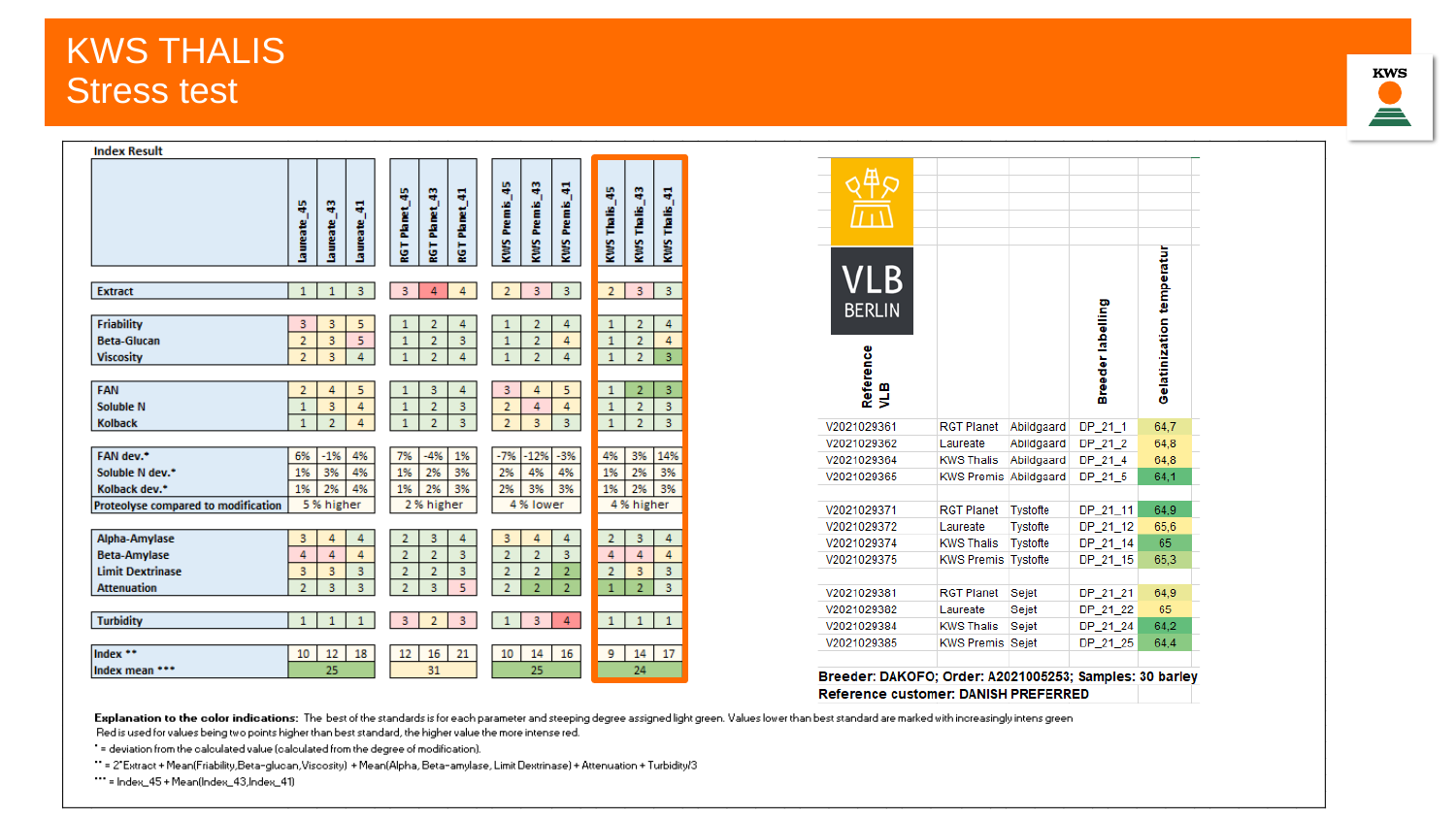# KWS THALIS
## Stress test

**Index Result**

| | Laureate_45 | Laureate_43 | Laureate_41 | RGT Planet_45 | RGT Planet_43 | RGT Planet_41 | KWS Premis_45 | KWS Premis_43 | KWS Premis_41 | KWS Thalis_45 | KWS Thalis_43 | KWS Thalis_41 |
|---|---|---|---|---|---|---|---|---|---|---|---|---|
| Extract | 1 | 1 | 3 | 3 | 4 | 4 | 2 | 3 | 3 | 2 | 3 | 3 |
| Friability | 3 | 3 | 5 | 1 | 2 | 4 | 1 | 2 | 4 | 1 | 2 | 4 |
| Beta-Glucan | 2 | 3 | 5 | 1 | 2 | 3 | 1 | 2 | 4 | 1 | 2 | 4 |
| Viscosity | 2 | 3 | 4 | 1 | 2 | 4 | 1 | 2 | 4 | 1 | 2 | 3 |
| FAN | 2 | 4 | 5 | 1 | 3 | 4 | 3 | 4 | 5 | 1 | 2 | 3 |
| Soluble N | 1 | 3 | 4 | 1 | 2 | 3 | 2 | 4 | 4 | 1 | 2 | 3 |
| Kolbach | 1 | 2 | 4 | 1 | 2 | 3 | 2 | 3 | 3 | 1 | 2 | 3 |
| FAN dev.* | 6% | -1% | 4% | 7% | -4% | 1% | -7% | -12% | -3% | 4% | 3% | 14% |
| Soluble N dev.* | 1% | 3% | 4% | 1% | 2% | 3% | 2% | 4% | 4% | 1% | 2% | 3% |
| Kolbach dev.* | 1% | 2% | 4% | 1% | 2% | 3% | 2% | 3% | 3% | 1% | 2% | 3% |
| Proteolyse compared to modification | 5 % higher | | | 2 % higher | | | 4 % lower | | | 4 % higher | | |
| Alpha-Amylase | 3 | 4 | 4 | 2 | 3 | 4 | 3 | 4 | 4 | 2 | 3 | 4 |
| Beta-Amylase | 4 | 4 | 4 | 2 | 2 | 2 | 2 | 2 | 3 | 4 | 4 | 4 |
| Limit Dextrinase | 3 | 3 | 3 | 2 | 2 | 3 | 2 | 2 | 2 | 2 | 3 | 3 |
| Attenuation | 2 | 3 | 3 | 2 | 3 | 5 | 2 | 2 | 2 | 1 | 2 | 3 |
| Turbidity | 1 | 1 | 1 | 3 | 2 | 3 | 1 | 3 | 4 | 1 | 1 | 1 |
| Index ** | 10 | 12 | 18 | 12 | 16 | 21 | 10 | 14 | 16 | 9 | 14 | 17 |
| Index mean *** | 25 | | | 31 | | | 25 | | | 24 | | |

| Reference VLB | | | Breeder labelling | Gelatinization temperatur |
|---|---|---|---|---|
| V2021029361 | RGT Planet | Abildgaard | DP_21_1 | 64,7 |
| V2021029362 | Laureate | Abildgaard | DP_21_2 | 64,8 |
| V2021029364 | KWS Thalis | Abildgaard | DP_21_4 | 64,8 |
| V2021029365 | KWS Premis | Abildgaard | DP_21_5 | 64,1 |
| V2021029371 | RGT Planet | Tystofte | DP_21_11 | 64,9 |
| V2021029372 | Laureate | Tystofte | DP_21_12 | 65,6 |
| V2021029374 | KWS Thalis | Tystofte | DP_21_14 | 65 |
| V2021029375 | KWS Premis | Tystofte | DP_21_15 | 65,3 |
| V2021029381 | RGT Planet | Sejet | DP_21_21 | 64,9 |
| V2021029382 | Laureate | Sejet | DP_21_22 | 65 |
| V2021029384 | KWS Thalis | Sejet | DP_21_24 | 64,2 |
| V2021029385 | KWS Premis | Sejet | DP_21_25 | 64,4 |

**Breeder: DAKOFO; Order: A2021005253; Samples: 30 barley**
**Reference customer: DANISH PREFERRED**

**Explanation to the color indications:** The best of the standards is for each parameter and steeping degree assigned light green. Values lower than best standard are marked with increasingly intens green. Red is used for values being two points higher than best standard, the higher value the more intense red.

\* = deviation from the calculated value (calculated from the degree of modification).

\*\* = 2\*Extract + Mean(Friability,Beta-glucan,Viscosity) + Mean(Alpha, Beta-amylase, Limit Dextrinase) + Attenuation + Turbidity/3

\*\*\* = Index_45 + Mean(Index_43,Index_41)